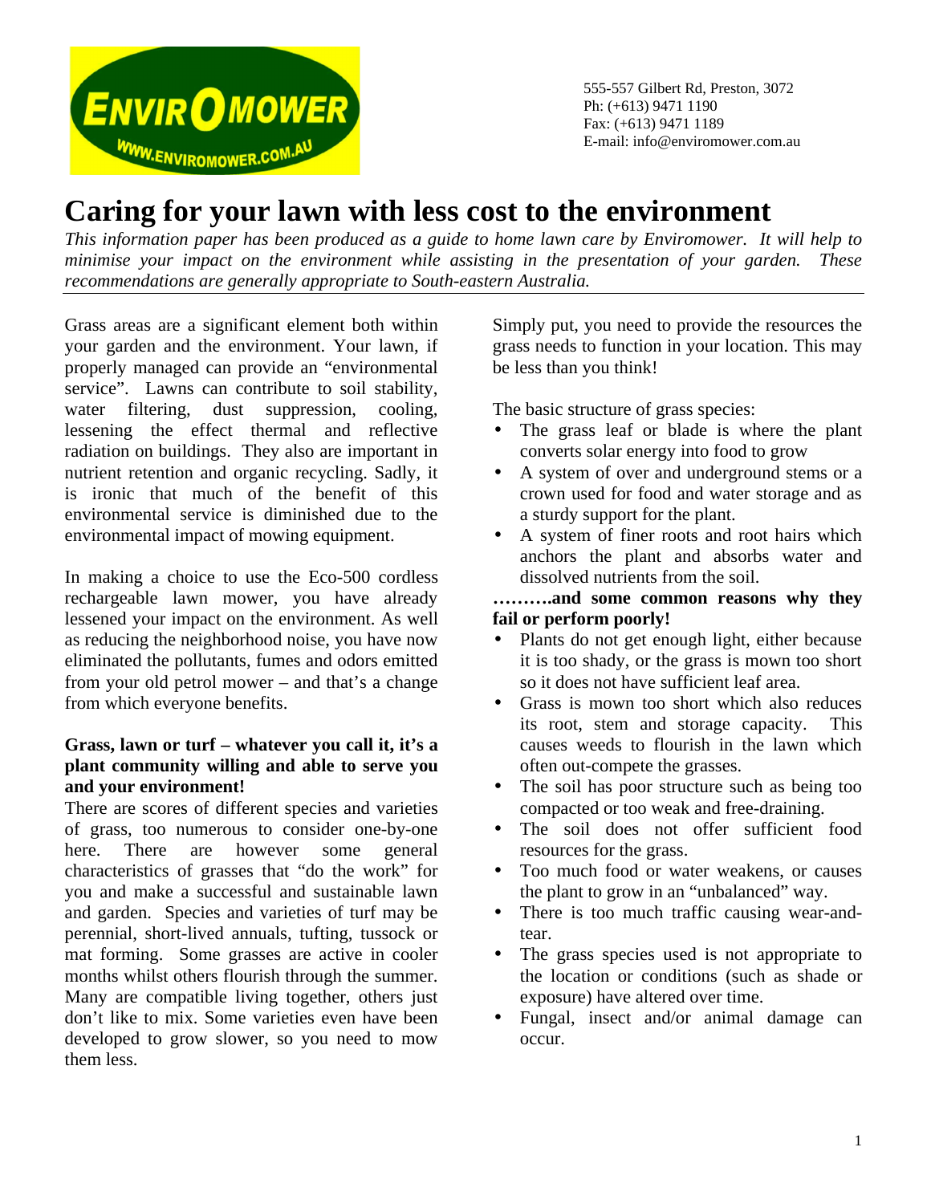555-557 Gilbert Rd, Preston, 3072
Ph: (+613) 9471 1190
Fax: (+613) 9471 1189
E-mail: info@enviromower.com.au

# Caring for your lawn with less cost to the environment

*This information paper has been produced as a guide to home lawn care by Enviromower. It will help to minimise your impact on the environment while assisting in the presentation of your garden. These recommendations are generally appropriate to South-eastern Australia.*

---

Grass areas are a significant element both within your garden and the environment. Your lawn, if properly managed can provide an "environmental service". Lawns can contribute to soil stability, water filtering, dust suppression, cooling, lessening the effect thermal and reflective radiation on buildings. They also are important in nutrient retention and organic recycling. Sadly, it is ironic that much of the benefit of this environmental service is diminished due to the environmental impact of mowing equipment.

In making a choice to use the Eco-500 cordless rechargeable lawn mower, you have already lessened your impact on the environment. As well as reducing the neighborhood noise, you have now eliminated the pollutants, fumes and odors emitted from your old petrol mower – and that's a change from which everyone benefits.

**Grass, lawn or turf – whatever you call it, it's a plant community willing and able to serve you and your environment!**

There are scores of different species and varieties of grass, too numerous to consider one-by-one here. There are however some general characteristics of grasses that "do the work" for you and make a successful and sustainable lawn and garden. Species and varieties of turf may be perennial, short-lived annuals, tufting, tussock or mat forming. Some grasses are active in cooler months whilst others flourish through the summer. Many are compatible living together, others just don't like to mix. Some varieties even have been developed to grow slower, so you need to mow them less.

Simply put, you need to provide the resources the grass needs to function in your location. This may be less than you think!

The basic structure of grass species:

- The grass leaf or blade is where the plant converts solar energy into food to grow
- A system of over and underground stems or a crown used for food and water storage and as a sturdy support for the plant.
- A system of finer roots and root hairs which anchors the plant and absorbs water and dissolved nutrients from the soil.

**……….and some common reasons why they fail or perform poorly!**

- Plants do not get enough light, either because it is too shady, or the grass is mown too short so it does not have sufficient leaf area.
- Grass is mown too short which also reduces its root, stem and storage capacity. This causes weeds to flourish in the lawn which often out-compete the grasses.
- The soil has poor structure such as being too compacted or too weak and free-draining.
- The soil does not offer sufficient food resources for the grass.
- Too much food or water weakens, or causes the plant to grow in an "unbalanced" way.
- There is too much traffic causing wear-and-tear.
- The grass species used is not appropriate to the location or conditions (such as shade or exposure) have altered over time.
- Fungal, insect and/or animal damage can occur.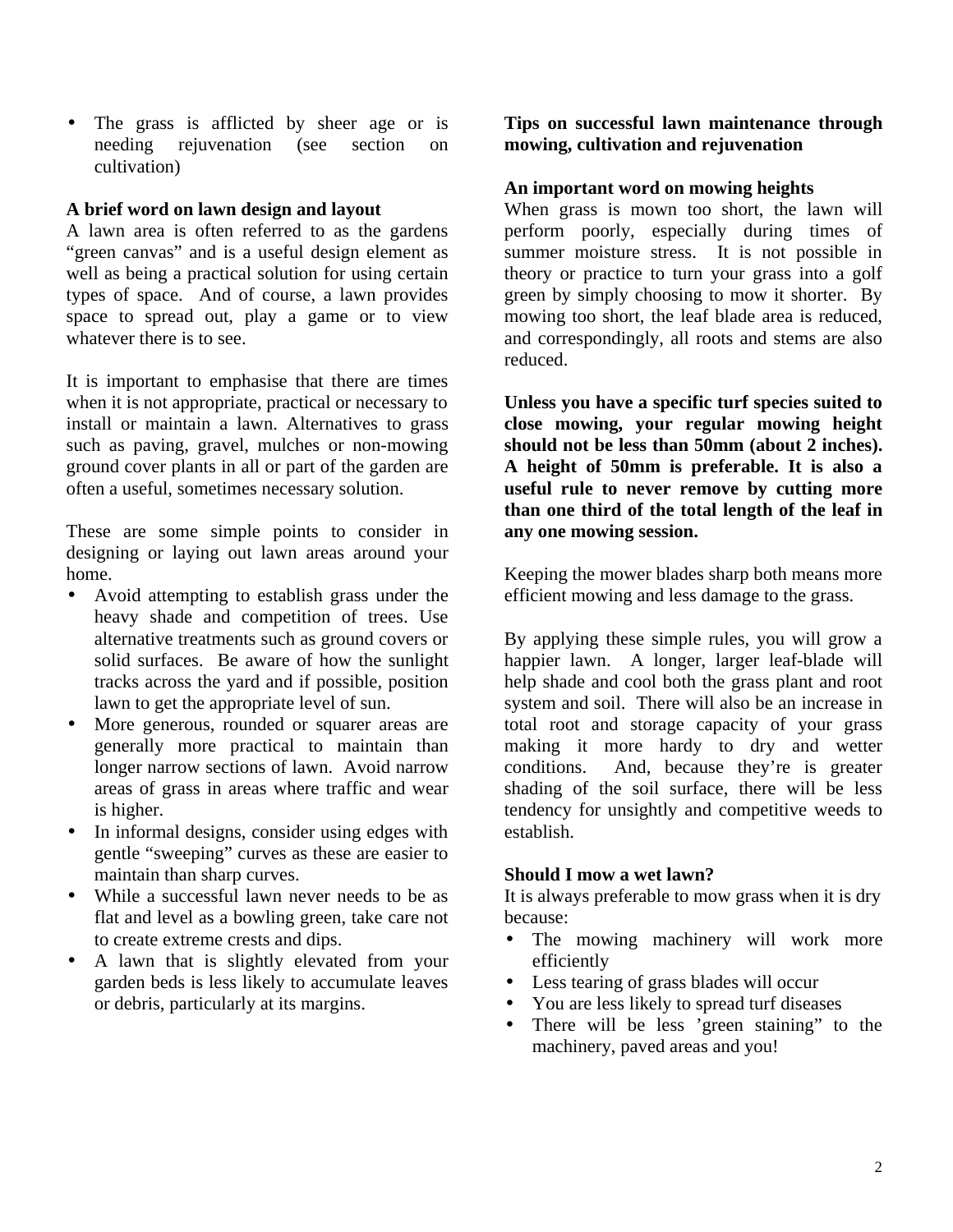- The grass is afflicted by sheer age or is needing rejuvenation (see section on cultivation)

**A brief word on lawn design and layout**

A lawn area is often referred to as the gardens "green canvas" and is a useful design element as well as being a practical solution for using certain types of space. And of course, a lawn provides space to spread out, play a game or to view whatever there is to see.

It is important to emphasise that there are times when it is not appropriate, practical or necessary to install or maintain a lawn. Alternatives to grass such as paving, gravel, mulches or non-mowing ground cover plants in all or part of the garden are often a useful, sometimes necessary solution.

These are some simple points to consider in designing or laying out lawn areas around your home.

- Avoid attempting to establish grass under the heavy shade and competition of trees. Use alternative treatments such as ground covers or solid surfaces. Be aware of how the sunlight tracks across the yard and if possible, position lawn to get the appropriate level of sun.
- More generous, rounded or squarer areas are generally more practical to maintain than longer narrow sections of lawn. Avoid narrow areas of grass in areas where traffic and wear is higher.
- In informal designs, consider using edges with gentle "sweeping" curves as these are easier to maintain than sharp curves.
- While a successful lawn never needs to be as flat and level as a bowling green, take care not to create extreme crests and dips.
- A lawn that is slightly elevated from your garden beds is less likely to accumulate leaves or debris, particularly at its margins.

**Tips on successful lawn maintenance through mowing, cultivation and rejuvenation**

**An important word on mowing heights**

When grass is mown too short, the lawn will perform poorly, especially during times of summer moisture stress. It is not possible in theory or practice to turn your grass into a golf green by simply choosing to mow it shorter. By mowing too short, the leaf blade area is reduced, and correspondingly, all roots and stems are also reduced.

**Unless you have a specific turf species suited to close mowing, your regular mowing height should not be less than 50mm (about 2 inches). A height of 50mm is preferable. It is also a useful rule to never remove by cutting more than one third of the total length of the leaf in any one mowing session.**

Keeping the mower blades sharp both means more efficient mowing and less damage to the grass.

By applying these simple rules, you will grow a happier lawn. A longer, larger leaf-blade will help shade and cool both the grass plant and root system and soil. There will also be an increase in total root and storage capacity of your grass making it more hardy to dry and wetter conditions. And, because they're is greater shading of the soil surface, there will be less tendency for unsightly and competitive weeds to establish.

**Should I mow a wet lawn?**

It is always preferable to mow grass when it is dry because:

- The mowing machinery will work more efficiently
- Less tearing of grass blades will occur
- You are less likely to spread turf diseases
- There will be less 'green staining" to the machinery, paved areas and you!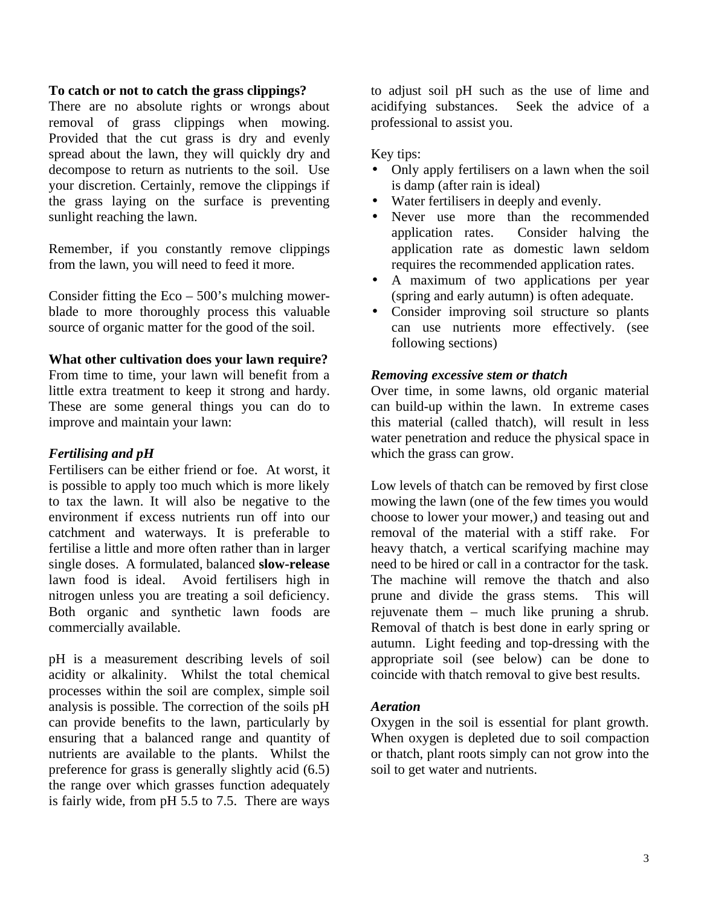**To catch or not to catch the grass clippings?**

There are no absolute rights or wrongs about removal of grass clippings when mowing. Provided that the cut grass is dry and evenly spread about the lawn, they will quickly dry and decompose to return as nutrients to the soil. Use your discretion. Certainly, remove the clippings if the grass laying on the surface is preventing sunlight reaching the lawn.

Remember, if you constantly remove clippings from the lawn, you will need to feed it more.

Consider fitting the Eco – 500's mulching mower-blade to more thoroughly process this valuable source of organic matter for the good of the soil.

**What other cultivation does your lawn require?**

From time to time, your lawn will benefit from a little extra treatment to keep it strong and hardy. These are some general things you can do to improve and maintain your lawn:

***Fertilising and pH***

Fertilisers can be either friend or foe. At worst, it is possible to apply too much which is more likely to tax the lawn. It will also be negative to the environment if excess nutrients run off into our catchment and waterways. It is preferable to fertilise a little and more often rather than in larger single doses. A formulated, balanced **slow-release** lawn food is ideal. Avoid fertilisers high in nitrogen unless you are treating a soil deficiency. Both organic and synthetic lawn foods are commercially available.

pH is a measurement describing levels of soil acidity or alkalinity. Whilst the total chemical processes within the soil are complex, simple soil analysis is possible. The correction of the soils pH can provide benefits to the lawn, particularly by ensuring that a balanced range and quantity of nutrients are available to the plants. Whilst the preference for grass is generally slightly acid (6.5) the range over which grasses function adequately is fairly wide, from pH 5.5 to 7.5. There are ways to adjust soil pH such as the use of lime and acidifying substances. Seek the advice of a professional to assist you.

Key tips:

- Only apply fertilisers on a lawn when the soil is damp (after rain is ideal)
- Water fertilisers in deeply and evenly.
- Never use more than the recommended application rates. Consider halving the application rate as domestic lawn seldom requires the recommended application rates.
- A maximum of two applications per year (spring and early autumn) is often adequate.
- Consider improving soil structure so plants can use nutrients more effectively. (see following sections)

***Removing excessive stem or thatch***

Over time, in some lawns, old organic material can build-up within the lawn. In extreme cases this material (called thatch), will result in less water penetration and reduce the physical space in which the grass can grow.

Low levels of thatch can be removed by first close mowing the lawn (one of the few times you would choose to lower your mower,) and teasing out and removal of the material with a stiff rake. For heavy thatch, a vertical scarifying machine may need to be hired or call in a contractor for the task. The machine will remove the thatch and also prune and divide the grass stems. This will rejuvenate them – much like pruning a shrub. Removal of thatch is best done in early spring or autumn. Light feeding and top-dressing with the appropriate soil (see below) can be done to coincide with thatch removal to give best results.

***Aeration***

Oxygen in the soil is essential for plant growth. When oxygen is depleted due to soil compaction or thatch, plant roots simply can not grow into the soil to get water and nutrients.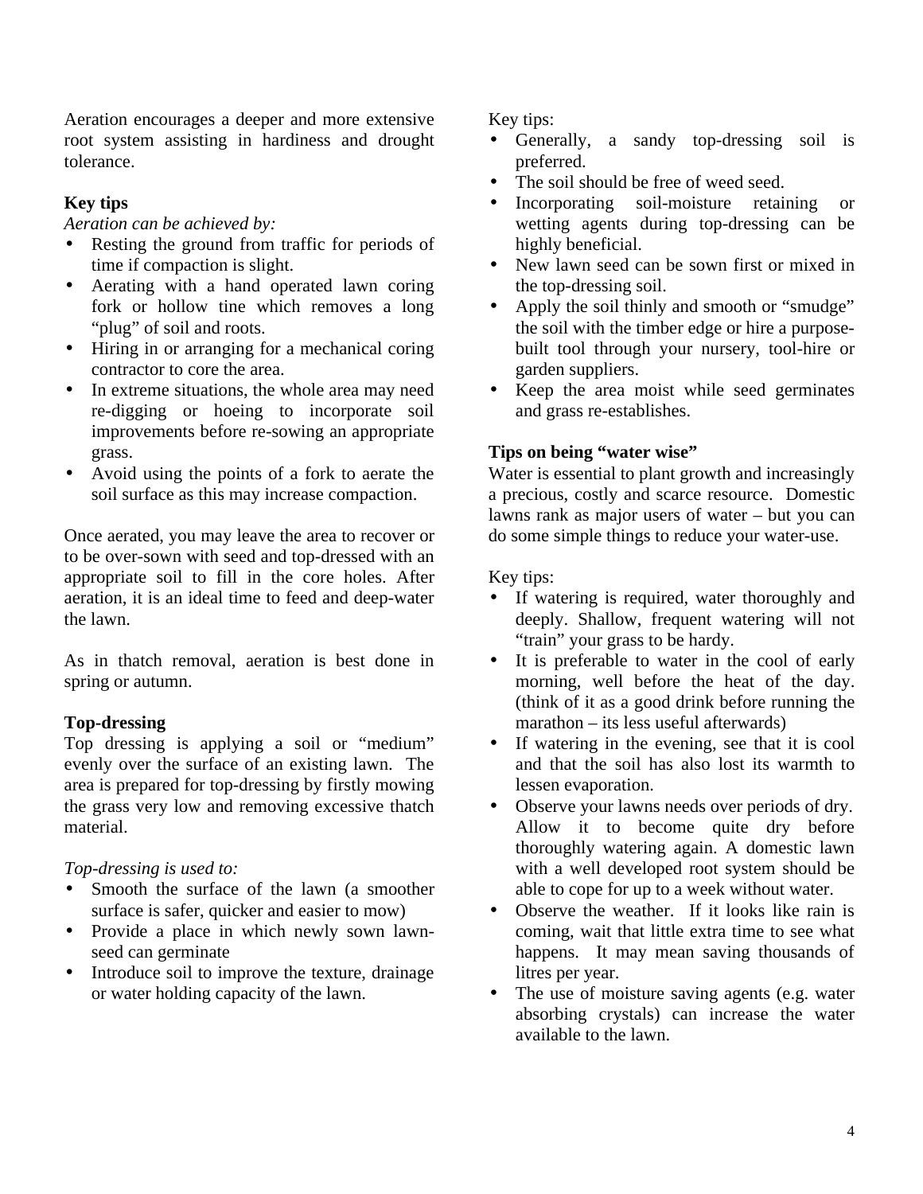Aeration encourages a deeper and more extensive root system assisting in hardiness and drought tolerance.

**Key tips**

*Aeration can be achieved by:*

- Resting the ground from traffic for periods of time if compaction is slight.
- Aerating with a hand operated lawn coring fork or hollow tine which removes a long "plug" of soil and roots.
- Hiring in or arranging for a mechanical coring contractor to core the area.
- In extreme situations, the whole area may need re-digging or hoeing to incorporate soil improvements before re-sowing an appropriate grass.
- Avoid using the points of a fork to aerate the soil surface as this may increase compaction.

Once aerated, you may leave the area to recover or to be over-sown with seed and top-dressed with an appropriate soil to fill in the core holes. After aeration, it is an ideal time to feed and deep-water the lawn.

As in thatch removal, aeration is best done in spring or autumn.

**Top-dressing**

Top dressing is applying a soil or "medium" evenly over the surface of an existing lawn. The area is prepared for top-dressing by firstly mowing the grass very low and removing excessive thatch material.

*Top-dressing is used to:*

- Smooth the surface of the lawn (a smoother surface is safer, quicker and easier to mow)
- Provide a place in which newly sown lawn-seed can germinate
- Introduce soil to improve the texture, drainage or water holding capacity of the lawn.

Key tips:

- Generally, a sandy top-dressing soil is preferred.
- The soil should be free of weed seed.
- Incorporating soil-moisture retaining or wetting agents during top-dressing can be highly beneficial.
- New lawn seed can be sown first or mixed in the top-dressing soil.
- Apply the soil thinly and smooth or "smudge" the soil with the timber edge or hire a purpose-built tool through your nursery, tool-hire or garden suppliers.
- Keep the area moist while seed germinates and grass re-establishes.

**Tips on being "water wise"**

Water is essential to plant growth and increasingly a precious, costly and scarce resource. Domestic lawns rank as major users of water – but you can do some simple things to reduce your water-use.

Key tips:

- If watering is required, water thoroughly and deeply. Shallow, frequent watering will not "train" your grass to be hardy.
- It is preferable to water in the cool of early morning, well before the heat of the day. (think of it as a good drink before running the marathon – its less useful afterwards)
- If watering in the evening, see that it is cool and that the soil has also lost its warmth to lessen evaporation.
- Observe your lawns needs over periods of dry. Allow it to become quite dry before thoroughly watering again. A domestic lawn with a well developed root system should be able to cope for up to a week without water.
- Observe the weather. If it looks like rain is coming, wait that little extra time to see what happens. It may mean saving thousands of litres per year.
- The use of moisture saving agents (e.g. water absorbing crystals) can increase the water available to the lawn.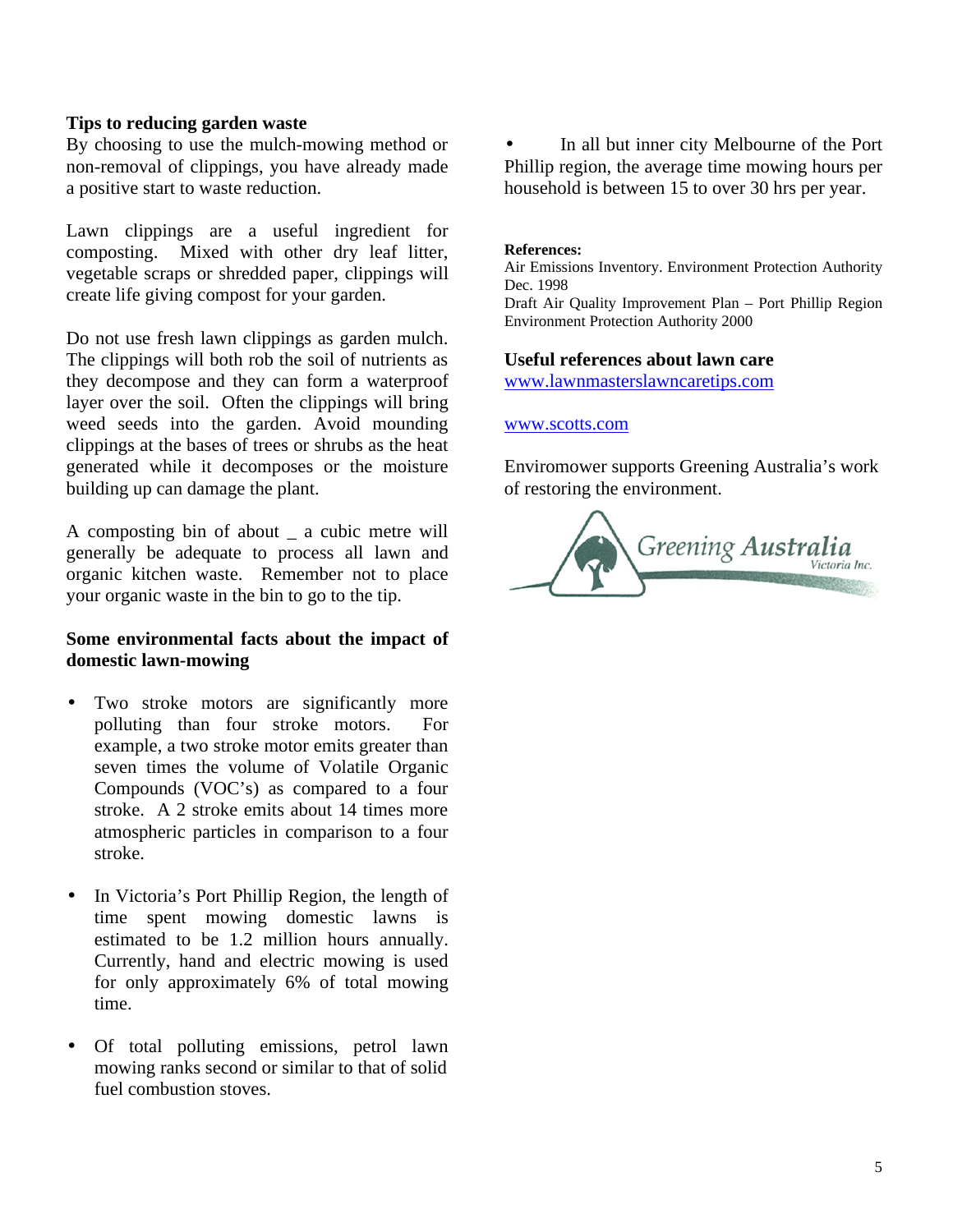**Tips to reducing garden waste**

By choosing to use the mulch-mowing method or non-removal of clippings, you have already made a positive start to waste reduction.

Lawn clippings are a useful ingredient for composting. Mixed with other dry leaf litter, vegetable scraps or shredded paper, clippings will create life giving compost for your garden.

Do not use fresh lawn clippings as garden mulch. The clippings will both rob the soil of nutrients as they decompose and they can form a waterproof layer over the soil. Often the clippings will bring weed seeds into the garden. Avoid mounding clippings at the bases of trees or shrubs as the heat generated while it decomposes or the moisture building up can damage the plant.

A composting bin of about _ a cubic metre will generally be adequate to process all lawn and organic kitchen waste. Remember not to place your organic waste in the bin to go to the tip.

**Some environmental facts about the impact of domestic lawn-mowing**

- Two stroke motors are significantly more polluting than four stroke motors. For example, a two stroke motor emits greater than seven times the volume of Volatile Organic Compounds (VOC's) as compared to a four stroke. A 2 stroke emits about 14 times more atmospheric particles in comparison to a four stroke.
- In Victoria's Port Phillip Region, the length of time spent mowing domestic lawns is estimated to be 1.2 million hours annually. Currently, hand and electric mowing is used for only approximately 6% of total mowing time.
- Of total polluting emissions, petrol lawn mowing ranks second or similar to that of solid fuel combustion stoves.
- In all but inner city Melbourne of the Port Phillip region, the average time mowing hours per household is between 15 to over 30 hrs per year.

**References:**

Air Emissions Inventory. Environment Protection Authority Dec. 1998

Draft Air Quality Improvement Plan – Port Phillip Region Environment Protection Authority 2000

**Useful references about lawn care**

www.lawnmasterslawncaretips.com

www.scotts.com

Enviromower supports Greening Australia's work of restoring the environment.

Greening Australia Victoria Inc.